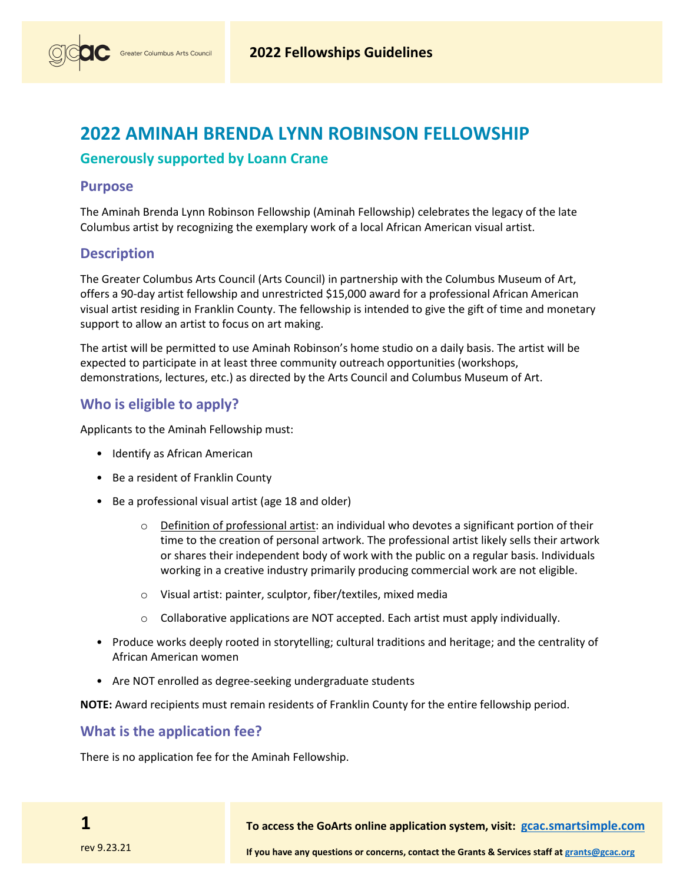# 2022 AMINAH BRENDA LYNN ROBINSON FELLOWSHIP

## Generously supported by Loann Crane

### Purpose

The Aminah Brenda Lynn Robinson Fellowship (Aminah Fellowship) celebrates the legacy of the late Columbus artist by recognizing the exemplary work of a local African American visual artist.

### Description

The Greater Columbus Arts Council (Arts Council) in partnership with the Columbus Museum of Art, offers a 90-day artist fellowship and unrestricted $15,000 award for a professional African American visual artist residing in Franklin County. The fellowship is intended to give the gift of time and monetary support to allow an artist to focus on art making.

The artist will be permitted to use Aminah Robinson's home studio on a daily basis. The artist will be expected to participate in at least three community outreach opportunities (workshops, demonstrations, lectures, etc.) as directed by the Arts Council and Columbus Museum of Art.

### Who is eligible to apply?

Applicants to the Aminah Fellowship must:

- Identify as African American
- Be a resident of Franklin County
- Be a professional visual artist (age 18 and older)
  - Definition of professional artist: an individual who devotes a significant portion of their time to the creation of personal artwork. The professional artist likely sells their artwork or shares their independent body of work with the public on a regular basis. Individuals working in a creative industry primarily producing commercial work are not eligible.
  - Visual artist: painter, sculptor, fiber/textiles, mixed media
  - Collaborative applications are NOT accepted. Each artist must apply individually.
- Produce works deeply rooted in storytelling; cultural traditions and heritage; and the centrality of African American women
- Are NOT enrolled as degree-seeking undergraduate students

**NOTE:** Award recipients must remain residents of Franklin County for the entire fellowship period.

### What is the application fee?

There is no application fee for the Aminah Fellowship.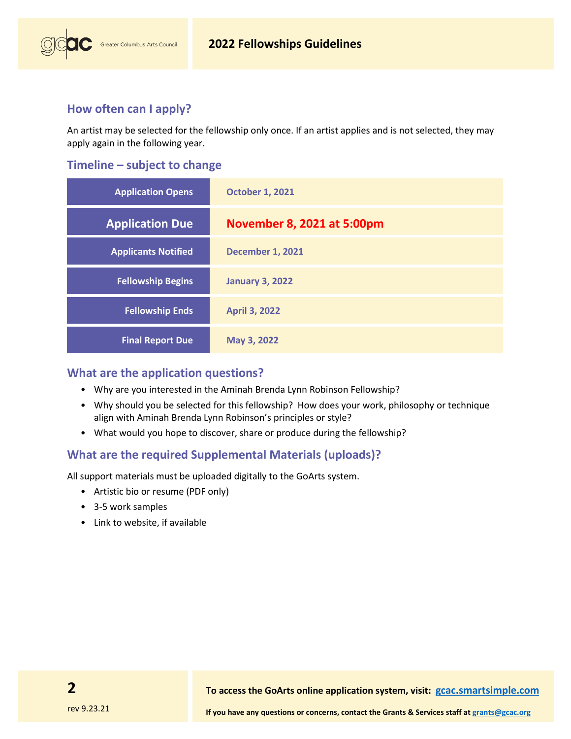## How often can I apply?

An artist may be selected for the fellowship only once. If an artist applies and is not selected, they may apply again in the following year.

## Timeline – subject to change

| | |
|---|---|
| Application Opens | October 1, 2021 |
| **Application Due** | **November 8, 2021 at 5:00pm** |
| Applicants Notified | December 1, 2021 |
| Fellowship Begins | January 3, 2022 |
| Fellowship Ends | April 3, 2022 |
| Final Report Due | May 3, 2022 |

## What are the application questions?

- Why are you interested in the Aminah Brenda Lynn Robinson Fellowship?
- Why should you be selected for this fellowship? How does your work, philosophy or technique align with Aminah Brenda Lynn Robinson's principles or style?
- What would you hope to discover, share or produce during the fellowship?

## What are the required Supplemental Materials (uploads)?

All support materials must be uploaded digitally to the GoArts system.

- Artistic bio or resume (PDF only)
- 3-5 work samples
- Link to website, if available

**To access the GoArts online application system, visit: [gcac.smartsimple.com](gcac.smartsimple.com)**

**If you have any questions or concerns, contact the Grants & Services staff at [grants@gcac.org](mailto:grants@gcac.org)**

rev 9.23.21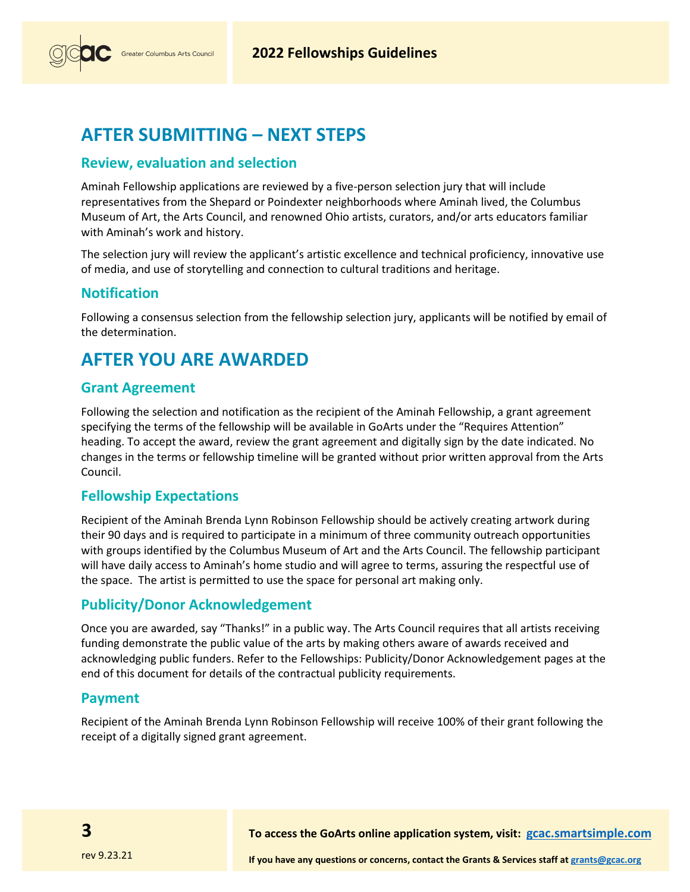# AFTER SUBMITTING – NEXT STEPS

## Review, evaluation and selection

Aminah Fellowship applications are reviewed by a five-person selection jury that will include representatives from the Shepard or Poindexter neighborhoods where Aminah lived, the Columbus Museum of Art, the Arts Council, and renowned Ohio artists, curators, and/or arts educators familiar with Aminah's work and history.

The selection jury will review the applicant's artistic excellence and technical proficiency, innovative use of media, and use of storytelling and connection to cultural traditions and heritage.

## Notification

Following a consensus selection from the fellowship selection jury, applicants will be notified by email of the determination.

# AFTER YOU ARE AWARDED

## Grant Agreement

Following the selection and notification as the recipient of the Aminah Fellowship, a grant agreement specifying the terms of the fellowship will be available in GoArts under the "Requires Attention" heading. To accept the award, review the grant agreement and digitally sign by the date indicated. No changes in the terms or fellowship timeline will be granted without prior written approval from the Arts Council.

## Fellowship Expectations

Recipient of the Aminah Brenda Lynn Robinson Fellowship should be actively creating artwork during their 90 days and is required to participate in a minimum of three community outreach opportunities with groups identified by the Columbus Museum of Art and the Arts Council. The fellowship participant will have daily access to Aminah's home studio and will agree to terms, assuring the respectful use of the space. The artist is permitted to use the space for personal art making only.

## Publicity/Donor Acknowledgement

Once you are awarded, say "Thanks!" in a public way. The Arts Council requires that all artists receiving funding demonstrate the public value of the arts by making others aware of awards received and acknowledging public funders. Refer to the Fellowships: Publicity/Donor Acknowledgement pages at the end of this document for details of the contractual publicity requirements.

## Payment

Recipient of the Aminah Brenda Lynn Robinson Fellowship will receive 100% of their grant following the receipt of a digitally signed grant agreement.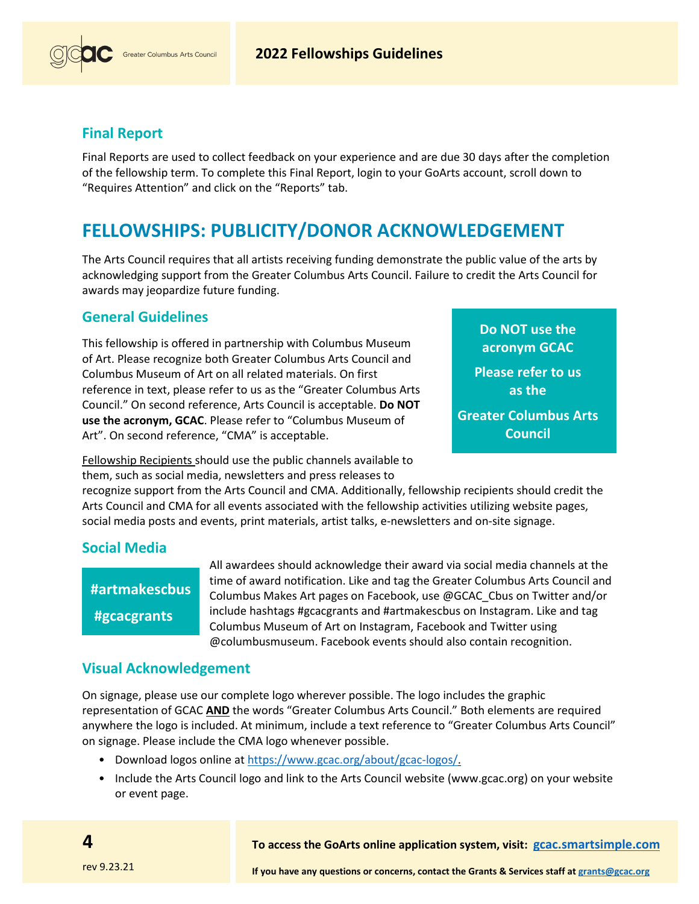## Final Report

Final Reports are used to collect feedback on your experience and are due 30 days after the completion of the fellowship term. To complete this Final Report, login to your GoArts account, scroll down to "Requires Attention" and click on the "Reports" tab.

# FELLOWSHIPS: PUBLICITY/DONOR ACKNOWLEDGEMENT

The Arts Council requires that all artists receiving funding demonstrate the public value of the arts by acknowledging support from the Greater Columbus Arts Council. Failure to credit the Arts Council for awards may jeopardize future funding.

## General Guidelines

This fellowship is offered in partnership with Columbus Museum of Art. Please recognize both Greater Columbus Arts Council and Columbus Museum of Art on all related materials. On first reference in text, please refer to us as the "Greater Columbus Arts Council." On second reference, Arts Council is acceptable. **Do NOT use the acronym, GCAC**. Please refer to "Columbus Museum of Art". On second reference, "CMA" is acceptable.

**Do NOT use the acronym GCAC**

**Please refer to us as the**

**Greater Columbus Arts Council**

Fellowship Recipients should use the public channels available to them, such as social media, newsletters and press releases to recognize support from the Arts Council and CMA. Additionally, fellowship recipients should credit the Arts Council and CMA for all events associated with the fellowship activities utilizing website pages, social media posts and events, print materials, artist talks, e-newsletters and on-site signage.

## Social Media

**#artmakescbus**

**#gcacgrants**

All awardees should acknowledge their award via social media channels at the time of award notification. Like and tag the Greater Columbus Arts Council and Columbus Makes Art pages on Facebook, use @GCAC_Cbus on Twitter and/or include hashtags #gcacgrants and #artmakescbus on Instagram. Like and tag Columbus Museum of Art on Instagram, Facebook and Twitter using @columbusmuseum. Facebook events should also contain recognition.

## Visual Acknowledgement

On signage, please use our complete logo wherever possible. The logo includes the graphic representation of GCAC **AND** the words "Greater Columbus Arts Council." Both elements are required anywhere the logo is included. At minimum, include a text reference to "Greater Columbus Arts Council" on signage. Please include the CMA logo whenever possible.

- Download logos online at https://www.gcac.org/about/gcac-logos/.
- Include the Arts Council logo and link to the Arts Council website (www.gcac.org) on your website or event page.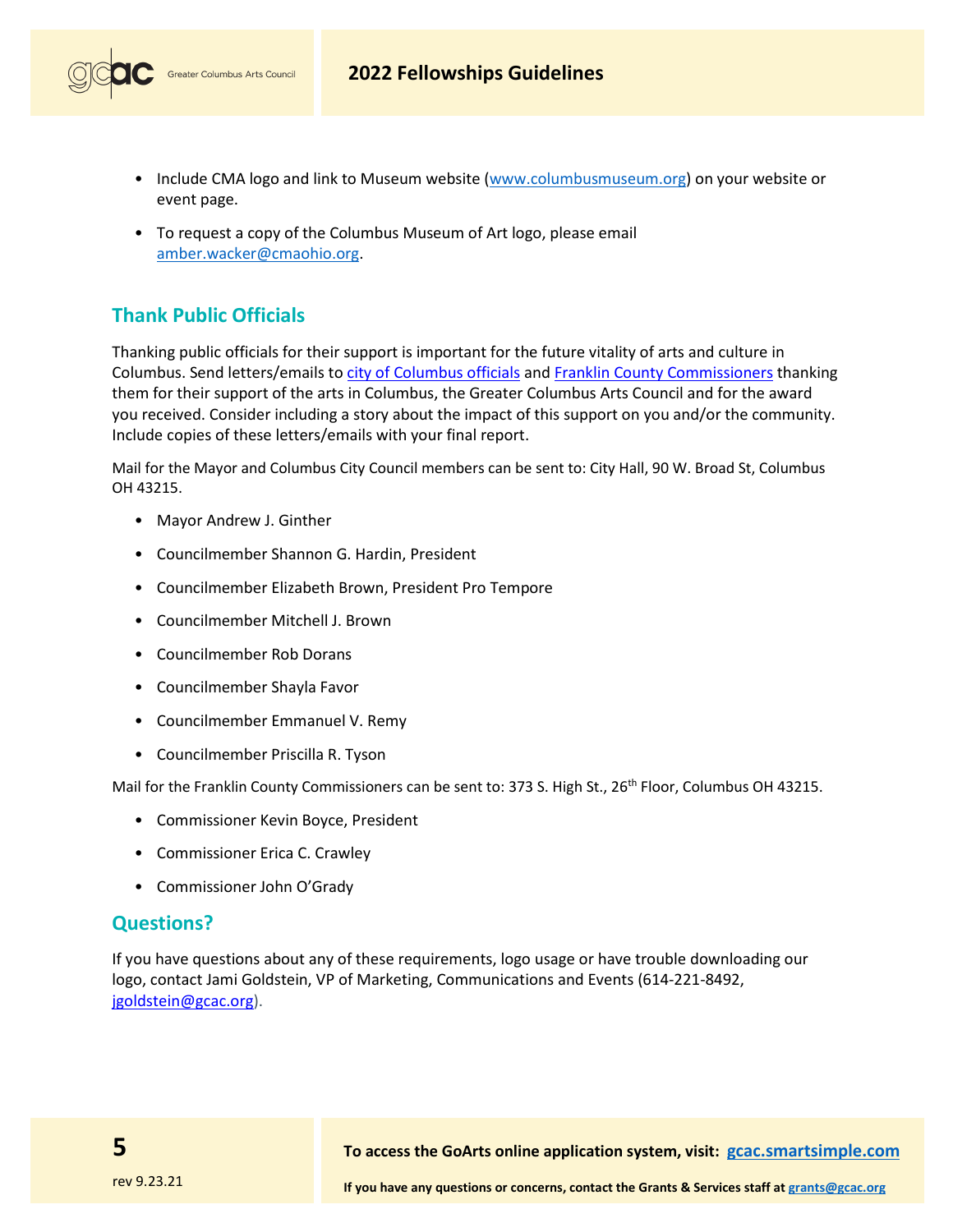- Include CMA logo and link to Museum website (www.columbusmuseum.org) on your website or event page.
- To request a copy of the Columbus Museum of Art logo, please email amber.wacker@cmaohio.org.

## Thank Public Officials

Thanking public officials for their support is important for the future vitality of arts and culture in Columbus. Send letters/emails to city of Columbus officials and Franklin County Commissioners thanking them for their support of the arts in Columbus, the Greater Columbus Arts Council and for the award you received. Consider including a story about the impact of this support on you and/or the community. Include copies of these letters/emails with your final report.

Mail for the Mayor and Columbus City Council members can be sent to: City Hall, 90 W. Broad St, Columbus OH 43215.

- Mayor Andrew J. Ginther
- Councilmember Shannon G. Hardin, President
- Councilmember Elizabeth Brown, President Pro Tempore
- Councilmember Mitchell J. Brown
- Councilmember Rob Dorans
- Councilmember Shayla Favor
- Councilmember Emmanuel V. Remy
- Councilmember Priscilla R. Tyson

Mail for the Franklin County Commissioners can be sent to: 373 S. High St., 26th Floor, Columbus OH 43215.

- Commissioner Kevin Boyce, President
- Commissioner Erica C. Crawley
- Commissioner John O'Grady

## Questions?

If you have questions about any of these requirements, logo usage or have trouble downloading our logo, contact Jami Goldstein, VP of Marketing, Communications and Events (614-221-8492, jgoldstein@gcac.org).